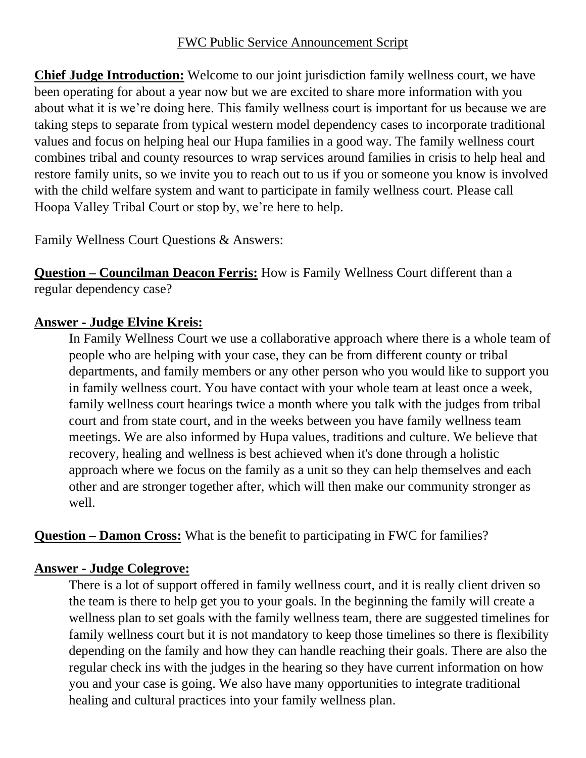# FWC Public Service Announcement Script

**Chief Judge Introduction:** Welcome to our joint jurisdiction family wellness court, we have been operating for about a year now but we are excited to share more information with you about what it is we're doing here. This family wellness court is important for us because we are taking steps to separate from typical western model dependency cases to incorporate traditional values and focus on helping heal our Hupa families in a good way. The family wellness court combines tribal and county resources to wrap services around families in crisis to help heal and restore family units, so we invite you to reach out to us if you or someone you know is involved with the child welfare system and want to participate in family wellness court. Please call Hoopa Valley Tribal Court or stop by, we're here to help.

Family Wellness Court Questions & Answers:

**Question – Councilman Deacon Ferris:** How is Family Wellness Court different than a regular dependency case?

**Answer - Judge Elvine Kreis:**

In Family Wellness Court we use a collaborative approach where there is a whole team of people who are helping with your case, they can be from different county or tribal departments, and family members or any other person who you would like to support you in family wellness court. You have contact with your whole team at least once a week, family wellness court hearings twice a month where you talk with the judges from tribal court and from state court, and in the weeks between you have family wellness team meetings. We are also informed by Hupa values, traditions and culture. We believe that recovery, healing and wellness is best achieved when it's done through a holistic approach where we focus on the family as a unit so they can help themselves and each other and are stronger together after, which will then make our community stronger as well.

**Question – Damon Cross:** What is the benefit to participating in FWC for families?

**Answer - Judge Colegrove:**

There is a lot of support offered in family wellness court, and it is really client driven so the team is there to help get you to your goals. In the beginning the family will create a wellness plan to set goals with the family wellness team, there are suggested timelines for family wellness court but it is not mandatory to keep those timelines so there is flexibility depending on the family and how they can handle reaching their goals. There are also the regular check ins with the judges in the hearing so they have current information on how you and your case is going. We also have many opportunities to integrate traditional healing and cultural practices into your family wellness plan.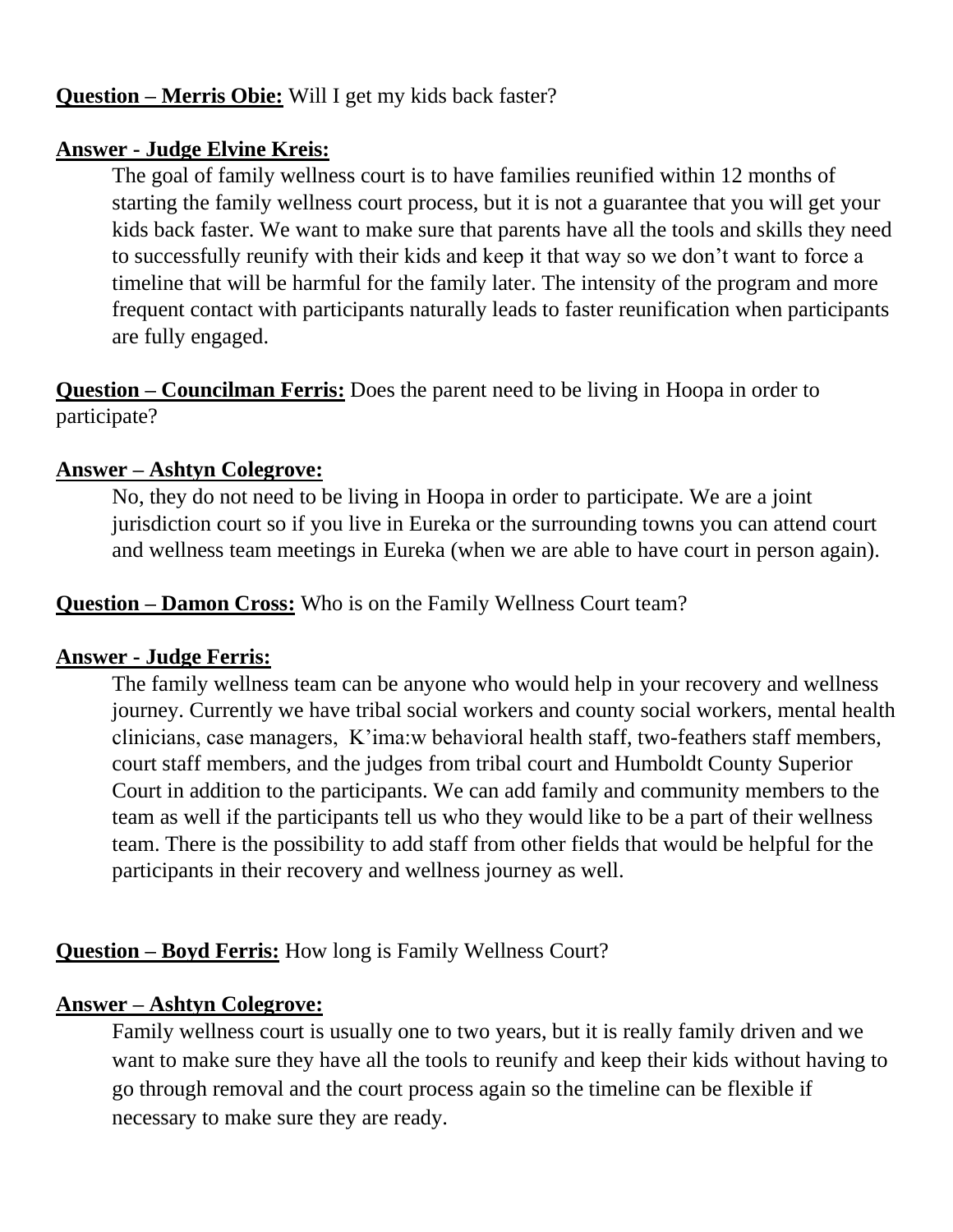**Question – Merris Obie:** Will I get my kids back faster?

**Answer - Judge Elvine Kreis:**

The goal of family wellness court is to have families reunified within 12 months of starting the family wellness court process, but it is not a guarantee that you will get your kids back faster. We want to make sure that parents have all the tools and skills they need to successfully reunify with their kids and keep it that way so we don't want to force a timeline that will be harmful for the family later. The intensity of the program and more frequent contact with participants naturally leads to faster reunification when participants are fully engaged.

**Question – Councilman Ferris:** Does the parent need to be living in Hoopa in order to participate?

**Answer – Ashtyn Colegrove:**

No, they do not need to be living in Hoopa in order to participate. We are a joint jurisdiction court so if you live in Eureka or the surrounding towns you can attend court and wellness team meetings in Eureka (when we are able to have court in person again).

**Question – Damon Cross:** Who is on the Family Wellness Court team?

**Answer - Judge Ferris:**

The family wellness team can be anyone who would help in your recovery and wellness journey. Currently we have tribal social workers and county social workers, mental health clinicians, case managers, K'ima:w behavioral health staff, two-feathers staff members, court staff members, and the judges from tribal court and Humboldt County Superior Court in addition to the participants. We can add family and community members to the team as well if the participants tell us who they would like to be a part of their wellness team. There is the possibility to add staff from other fields that would be helpful for the participants in their recovery and wellness journey as well.

**Question – Boyd Ferris:** How long is Family Wellness Court?

**Answer – Ashtyn Colegrove:**

Family wellness court is usually one to two years, but it is really family driven and we want to make sure they have all the tools to reunify and keep their kids without having to go through removal and the court process again so the timeline can be flexible if necessary to make sure they are ready.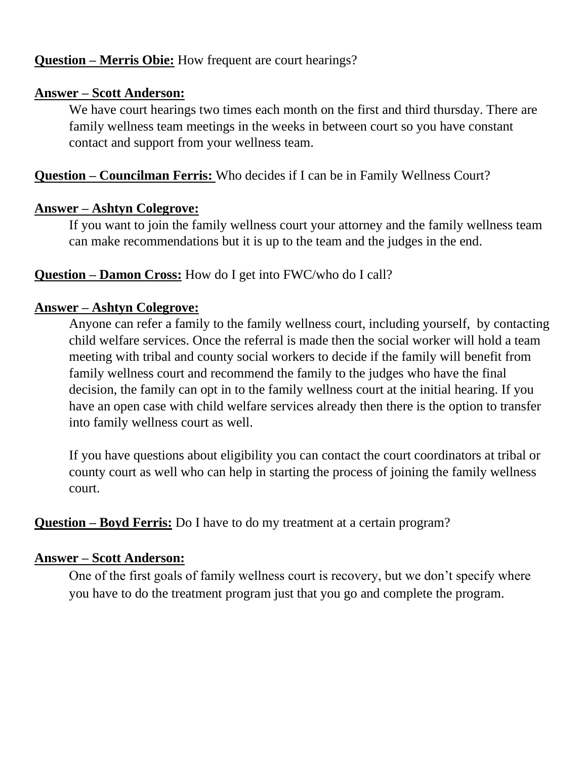**Question – Merris Obie:** How frequent are court hearings?

**Answer – Scott Anderson:**

We have court hearings two times each month on the first and third thursday. There are family wellness team meetings in the weeks in between court so you have constant contact and support from your wellness team.

**Question – Councilman Ferris:** Who decides if I can be in Family Wellness Court?

**Answer – Ashtyn Colegrove:**

If you want to join the family wellness court your attorney and the family wellness team can make recommendations but it is up to the team and the judges in the end.

**Question – Damon Cross:** How do I get into FWC/who do I call?

**Answer – Ashtyn Colegrove:**

Anyone can refer a family to the family wellness court, including yourself, by contacting child welfare services. Once the referral is made then the social worker will hold a team meeting with tribal and county social workers to decide if the family will benefit from family wellness court and recommend the family to the judges who have the final decision, the family can opt in to the family wellness court at the initial hearing. If you have an open case with child welfare services already then there is the option to transfer into family wellness court as well.

If you have questions about eligibility you can contact the court coordinators at tribal or county court as well who can help in starting the process of joining the family wellness court.

**Question – Boyd Ferris:** Do I have to do my treatment at a certain program?

**Answer – Scott Anderson:**

One of the first goals of family wellness court is recovery, but we don't specify where you have to do the treatment program just that you go and complete the program.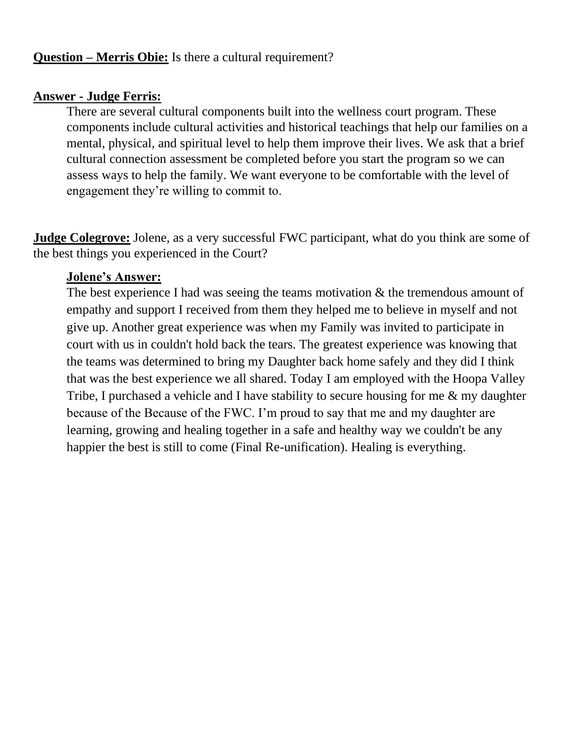**Question – Merris Obie:** Is there a cultural requirement?

**Answer - Judge Ferris:**

There are several cultural components built into the wellness court program. These components include cultural activities and historical teachings that help our families on a mental, physical, and spiritual level to help them improve their lives. We ask that a brief cultural connection assessment be completed before you start the program so we can assess ways to help the family. We want everyone to be comfortable with the level of engagement they're willing to commit to.

**Judge Colegrove:** Jolene, as a very successful FWC participant, what do you think are some of the best things you experienced in the Court?

**Jolene's Answer:**

The best experience I had was seeing the teams motivation & the tremendous amount of empathy and support I received from them they helped me to believe in myself and not give up. Another great experience was when my Family was invited to participate in court with us in couldn't hold back the tears. The greatest experience was knowing that the teams was determined to bring my Daughter back home safely and they did I think that was the best experience we all shared. Today I am employed with the Hoopa Valley Tribe, I purchased a vehicle and I have stability to secure housing for me & my daughter because of the Because of the FWC. I'm proud to say that me and my daughter are learning, growing and healing together in a safe and healthy way we couldn't be any happier the best is still to come (Final Re-unification). Healing is everything.